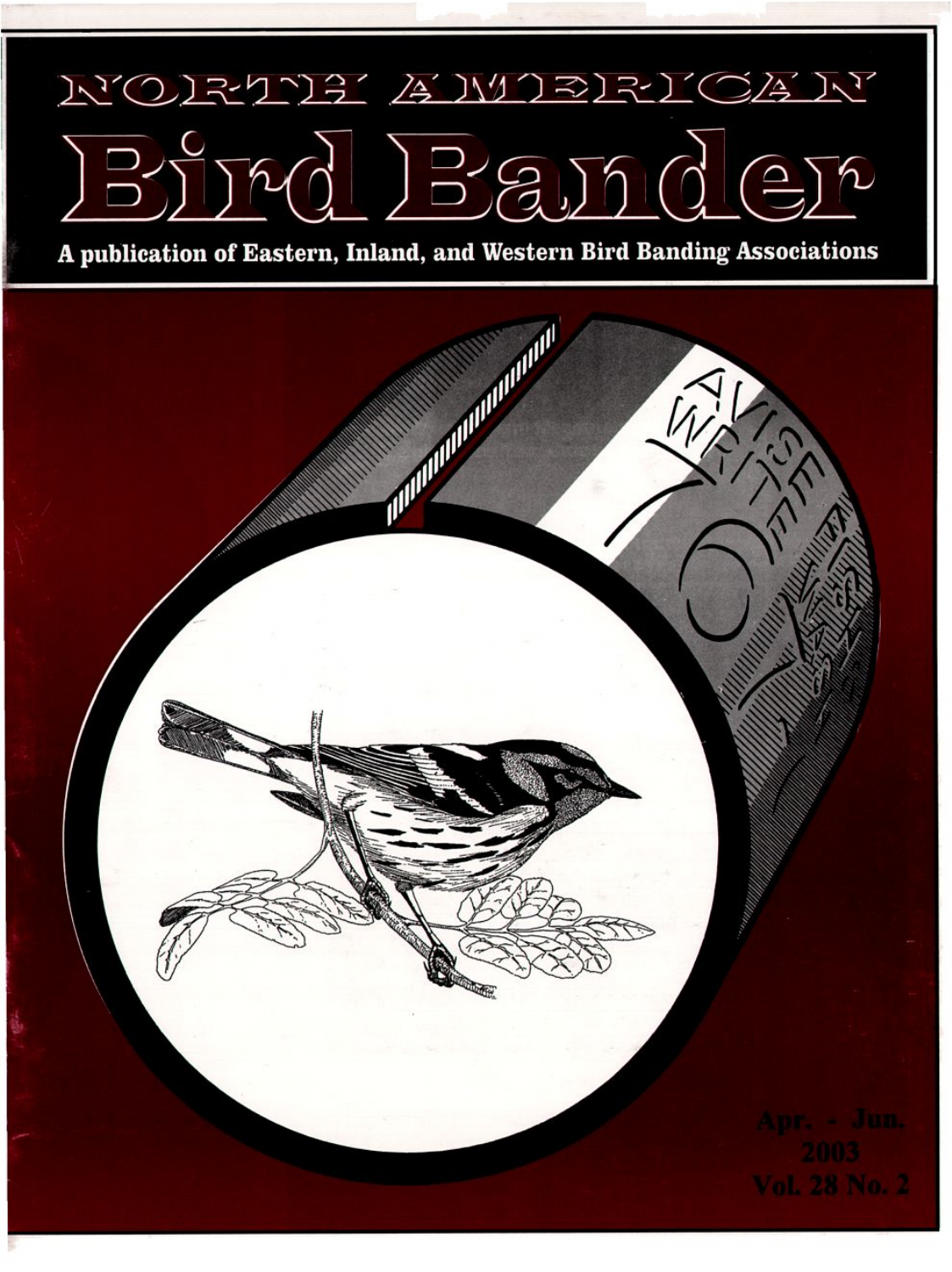# NORTH AMERICAN

# Bird Bander

**A publication of Eastern, Inland, and Western Bird Banding Associations**

Apr. - Jun.
2003
Vol. 28 No. 2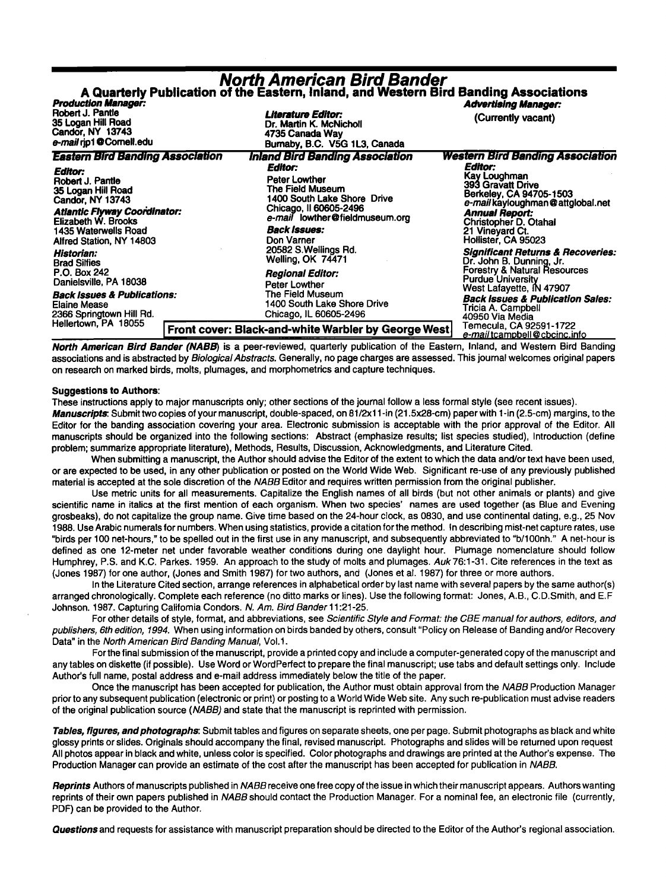# North American Bird Bander

## A Quarterly Publication of the Eastern, Inland, and Western Bird Banding Associations

***Production Manager:***
Robert J. Pantle
35 Logan Hill Road
Candor, NY 13743
*e-mail* rjp1@Cornell.edu

***Literature Editor:***
Dr. Martin K. McNicholl
4735 Canada Way
Burnaby, B.C. V5G 1L3, Canada

***Advertising Manager:***
(Currently vacant)

### Eastern Bird Banding Association

***Editor:***
Robert J. Pantle
35 Logan Hill Road
Candor, NY 13743

***Atlantic Flyway Coordinator:***
Elizabeth W. Brooks
1435 Waterwells Road
Alfred Station, NY 14803

***Historian:***
Brad Silfies
P.O. Box 242
Danielsville, PA 18038

***Back Issues & Publications:***
Elaine Mease
2366 Springtown Hill Rd.
Hellertown, PA 18055

### Inland Bird Banding Association

***Editor:***
Peter Lowther
The Field Museum
1400 South Lake Shore Drive
Chicago, Il 60605-2496
*e-mail* lowther@fieldmuseum.org

***Back Issues:***
Don Varner
20582 S.Wellings Rd.
Welling, OK 74471

***Regional Editor:***
Peter Lowther
The Field Museum
1400 South Lake Shore Drive
Chicago, IL 60605-2496

### Western Bird Banding Association

***Editor:***
Kay Loughman
393 Gravatt Drive
Berkeley, CA 94705-1503
*e-mail* kayloughman@attglobal.net

***Annual Report:***
Christopher D. Otahal
21 Vineyard Ct.
Hollister, CA 95023

***Significant Returns & Recoveries:***
Dr. John B. Dunning, Jr.
Forestry & Natural Resources
Purdue University
West Lafayette, IN 47907

***Back Issues & Publication Sales:***
Tricia A. Campbell
40950 Via Media
Temecula, CA 92591-1722
*e-mail* tcampbell@cbcinc.info

**Front cover: Black-and-white Warbler by George West**

***North American Bird Bander (NABB)*** is a peer-reviewed, quarterly publication of the Eastern, Inland, and Western Bird Banding associations and is abstracted by *Biological Abstracts*. Generally, no page charges are assessed. This journal welcomes original papers on research on marked birds, molts, plumages, and morphometrics and capture techniques.

**Suggestions to Authors:**

These instructions apply to major manuscripts only; other sections of the journal follow a less formal style (see recent issues).

***Manuscripts*:** Submit two copies of your manuscript, double-spaced, on 8 1/2x11-in (21.5x28-cm) paper with 1-in (2.5-cm) margins, to the Editor for the banding association covering your area. Electronic submission is acceptable with the prior approval of the Editor. All manuscripts should be organized into the following sections: Abstract (emphasize results; list species studied), Introduction (define problem; summarize appropriate literature), Methods, Results, Discussion, Acknowledgments, and Literature Cited.

When submitting a manuscript, the Author should advise the Editor of the extent to which the data and/or text have been used, or are expected to be used, in any other publication or posted on the World Wide Web. Significant re-use of any previously published material is accepted at the sole discretion of the *NABB* Editor and requires written permission from the original publisher.

Use metric units for all measurements. Capitalize the English names of all birds (but not other animals or plants) and give scientific name in italics at the first mention of each organism. When two species' names are used together (as Blue and Evening grosbeaks), do not capitalize the group name. Give time based on the 24-hour clock, as 0830, and use continental dating, e.g., 25 Nov 1988. Use Arabic numerals for numbers. When using statistics, provide a citation for the method. In describing mist-net capture rates, use "birds per 100 net-hours," to be spelled out in the first use in any manuscript, and subsequently abbreviated to "b/100nh." A net-hour is defined as one 12-meter net under favorable weather conditions during one daylight hour. Plumage nomenclature should follow Humphrey, P.S. and K.C. Parkes. 1959. An approach to the study of molts and plumages. *Auk* 76:1-31. Cite references in the text as (Jones 1987) for one author, (Jones and Smith 1987) for two authors, and (Jones et al. 1987) for three or more authors.

In the Literature Cited section, arrange references in alphabetical order by last name with several papers by the same author(s) arranged chronologically. Complete each reference (no ditto marks or lines). Use the following format: Jones, A.B., C.D.Smith, and E.F Johnson. 1987. Capturing California Condors. *N. Am. Bird Bander* 11:21-25.

For other details of style, format, and abbreviations, see *Scientific Style and Format: the CBE manual for authors, editors, and publishers, 6th edition, 1994.* When using information on birds banded by others, consult "Policy on Release of Banding and/or Recovery Data" in the *North American Bird Banding Manual*, Vol.1.

For the final submission of the manuscript, provide a printed copy and include a computer-generated copy of the manuscript and any tables on diskette (if possible). Use Word or WordPerfect to prepare the final manuscript; use tabs and default settings only. Include Author's full name, postal address and e-mail address immediately below the title of the paper.

Once the manuscript has been accepted for publication, the Author must obtain approval from the *NABB* Production Manager prior to any subsequent publication (electronic or print) or posting to a World Wide Web site. Any such re-publication must advise readers of the original publication source (*NABB)* and state that the manuscript is reprinted with permission.

***Tables, figures, and photographs*:** Submit tables and figures on separate sheets, one per page. Submit photographs as black and white glossy prints or slides. Originals should accompany the final, revised manuscript. Photographs and slides will be returned upon request All photos appear in black and white, unless color is specified. Color photographs and drawings are printed at the Author's expense. The Production Manager can provide an estimate of the cost after the manuscript has been accepted for publication in *NABB*.

***Reprints*** Authors of manuscripts published in *NABB* receive one free copy of the issue in which their manuscript appears. Authors wanting reprints of their own papers published in *NABB* should contact the Production Manager. For a nominal fee, an electronic file (currently, PDF) can be provided to the Author.

***Questions*** and requests for assistance with manuscript preparation should be directed to the Editor of the Author's regional association.